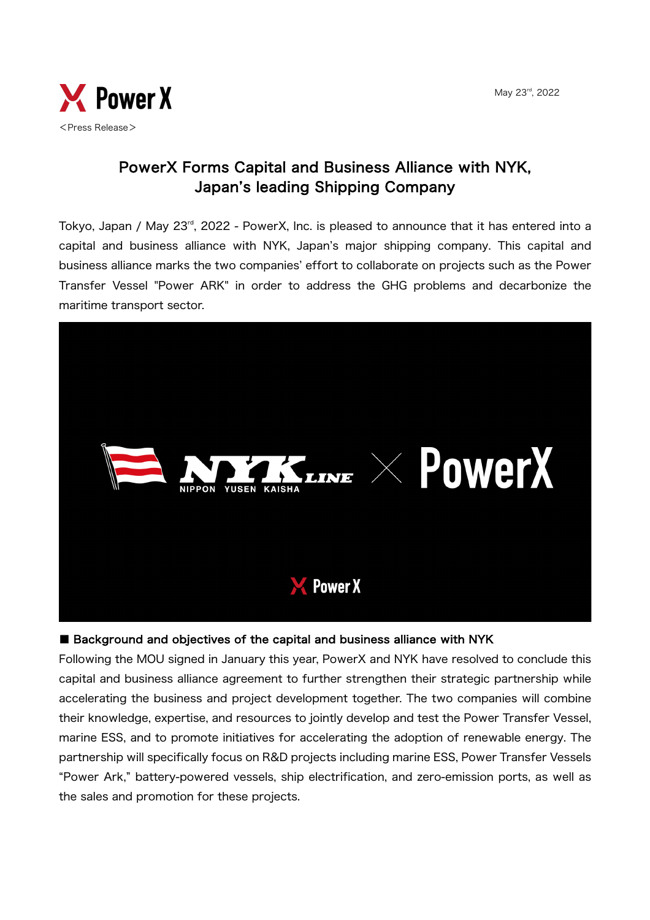<Press Release>

May 23rd, 2022

# PowerX Forms Capital and Business Alliance with NYK, Japan's leading Shipping Company

Tokyo, Japan / May 23rd, 2022 - PowerX, Inc. is pleased to announce that it has entered into a capital and business alliance with NYK, Japan's major shipping company. This capital and business alliance marks the two companies' effort to collaborate on projects such as the Power Transfer Vessel "Power ARK" in order to address the GHG problems and decarbonize the maritime transport sector.

## ■ Background and objectives of the capital and business alliance with NYK

Following the MOU signed in January this year, PowerX and NYK have resolved to conclude this capital and business alliance agreement to further strengthen their strategic partnership while accelerating the business and project development together. The two companies will combine their knowledge, expertise, and resources to jointly develop and test the Power Transfer Vessel, marine ESS, and to promote initiatives for accelerating the adoption of renewable energy. The partnership will specifically focus on R&D projects including marine ESS, Power Transfer Vessels "Power Ark," battery-powered vessels, ship electrification, and zero-emission ports, as well as the sales and promotion for these projects.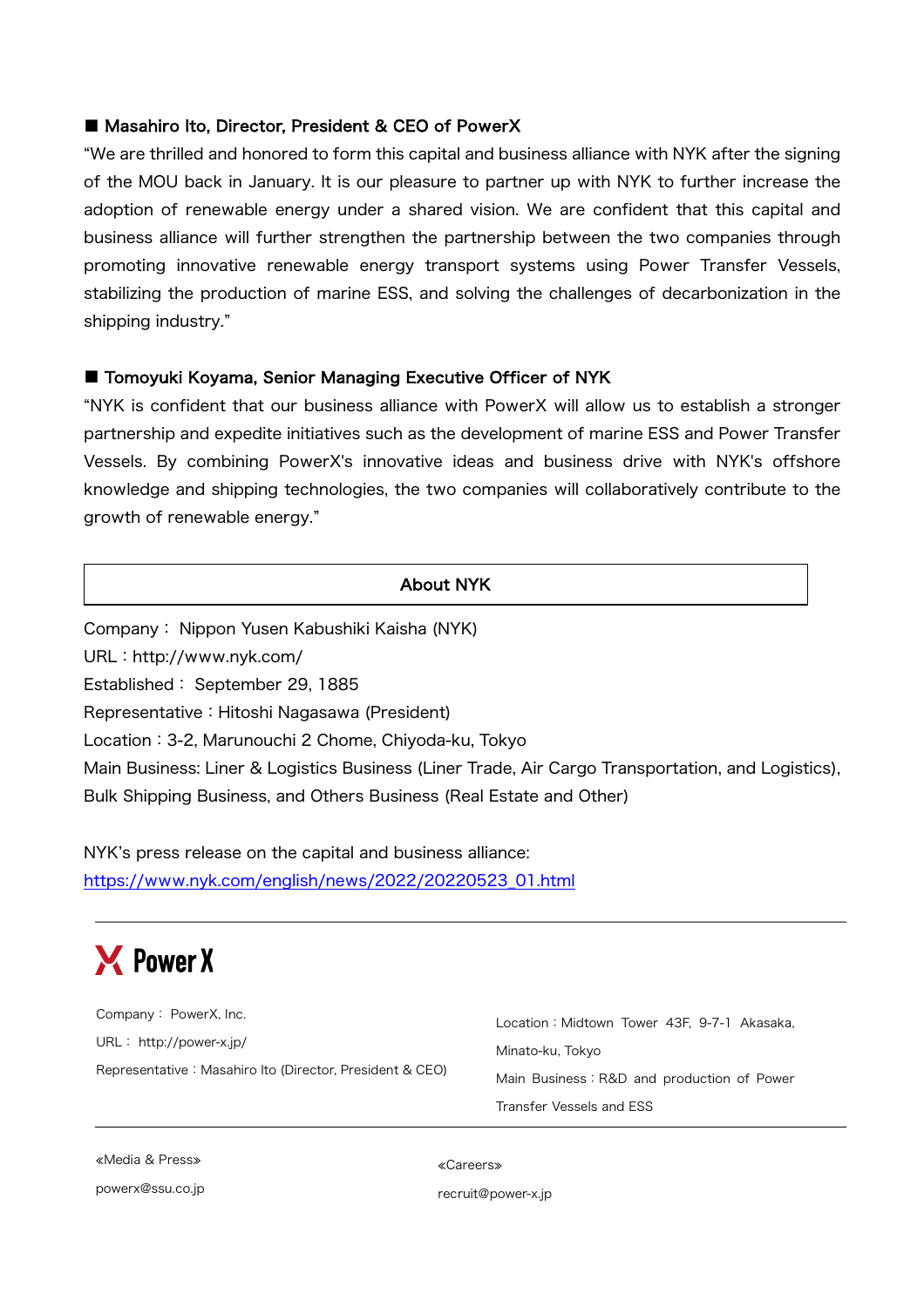■ **Masahiro Ito, Director, President & CEO of PowerX**

"We are thrilled and honored to form this capital and business alliance with NYK after the signing of the MOU back in January. It is our pleasure to partner up with NYK to further increase the adoption of renewable energy under a shared vision. We are confident that this capital and business alliance will further strengthen the partnership between the two companies through promoting innovative renewable energy transport systems using Power Transfer Vessels, stabilizing the production of marine ESS, and solving the challenges of decarbonization in the shipping industry."

■ **Tomoyuki Koyama, Senior Managing Executive Officer of NYK**

"NYK is confident that our business alliance with PowerX will allow us to establish a stronger partnership and expedite initiatives such as the development of marine ESS and Power Transfer Vessels. By combining PowerX's innovative ideas and business drive with NYK's offshore knowledge and shipping technologies, the two companies will collaboratively contribute to the growth of renewable energy."

## About NYK

Company： Nippon Yusen Kabushiki Kaisha (NYK)
URL：http://www.nyk.com/
Established： September 29, 1885
Representative：Hitoshi Nagasawa (President)
Location：3-2, Marunouchi 2 Chome, Chiyoda-ku, Tokyo
Main Business: Liner & Logistics Business (Liner Trade, Air Cargo Transportation, and Logistics), Bulk Shipping Business, and Others Business (Real Estate and Other)

NYK's press release on the capital and business alliance:
https://www.nyk.com/english/news/2022/20220523_01.html

---

**Power X**

Company： PowerX, Inc.
URL： http://power-x.jp/
Representative：Masahiro Ito (Director, President & CEO)

Location：Midtown Tower 43F, 9-7-1 Akasaka, Minato-ku, Tokyo
Main Business：R&D and production of Power Transfer Vessels and ESS

---

«Media & Press»
powerx@ssu.co.jp

«Careers»
recruit@power-x.jp